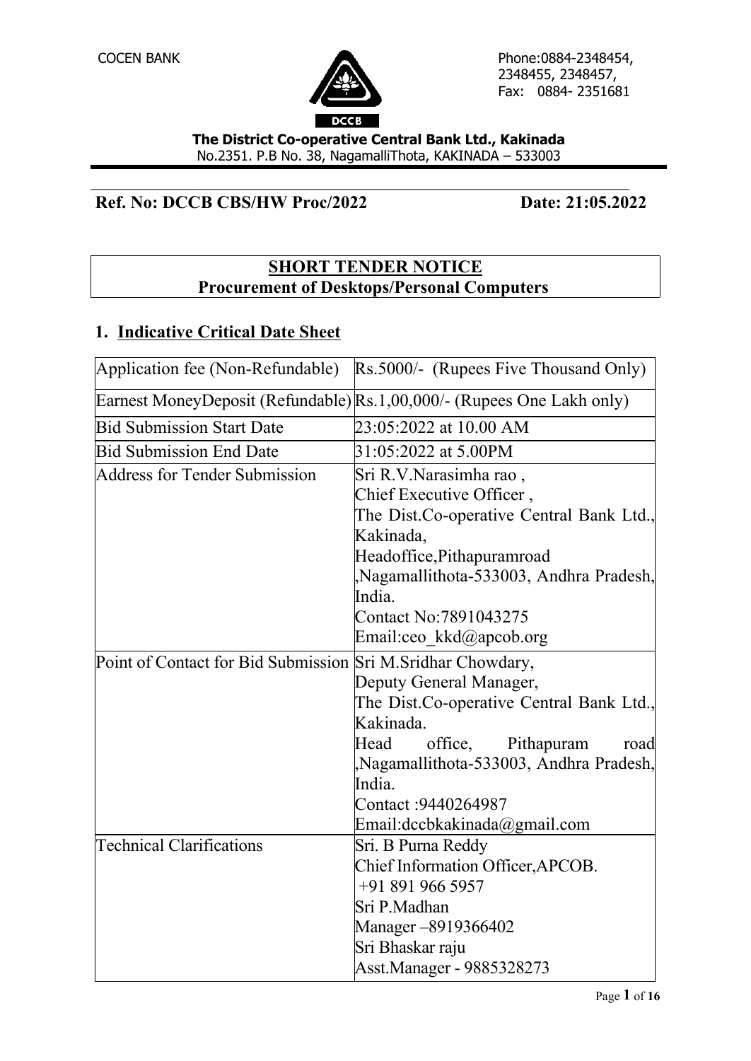COCEN BANK

Phone:0884-2348454, 2348455, 2348457,
Fax: 0884- 2351681

**The District Co-operative Central Bank Ltd., Kakinada**
No.2351. P.B No. 38, NagamalliThota, KAKINADA – 533003

**Ref. No: DCCB CBS/HW Proc/2022** **Date: 21:05.2022**

## SHORT TENDER NOTICE
## Procurement of Desktops/Personal Computers

### 1. Indicative Critical Date Sheet

| | |
|---|---|
| Application fee (Non-Refundable) | Rs.5000/- (Rupees Five Thousand Only) |
| Earnest MoneyDeposit (Refundable) | Rs.1,00,000/- (Rupees One Lakh only) |
| Bid Submission Start Date | 23:05:2022 at 10.00 AM |
| Bid Submission End Date | 31:05:2022 at 5.00PM |
| Address for Tender Submission | Sri R.V.Narasimha rao , Chief Executive Officer , The Dist.Co-operative Central Bank Ltd., Kakinada, Headoffice,Pithapuramroad ,Nagamallithota-533003, Andhra Pradesh, India. Contact No:7891043275 Email:ceo_kkd@apcob.org |
| Point of Contact for Bid Submission | Sri M.Sridhar Chowdary, Deputy General Manager, The Dist.Co-operative Central Bank Ltd., Kakinada. Head office, Pithapuram road ,Nagamallithota-533003, Andhra Pradesh, India. Contact :9440264987 Email:dccbkakinada@gmail.com |
| Technical Clarifications | Sri. B Purna Reddy Chief Information Officer,APCOB. +91 891 966 5957 Sri P.Madhan Manager –8919366402 Sri Bhaskar raju Asst.Manager - 9885328273 |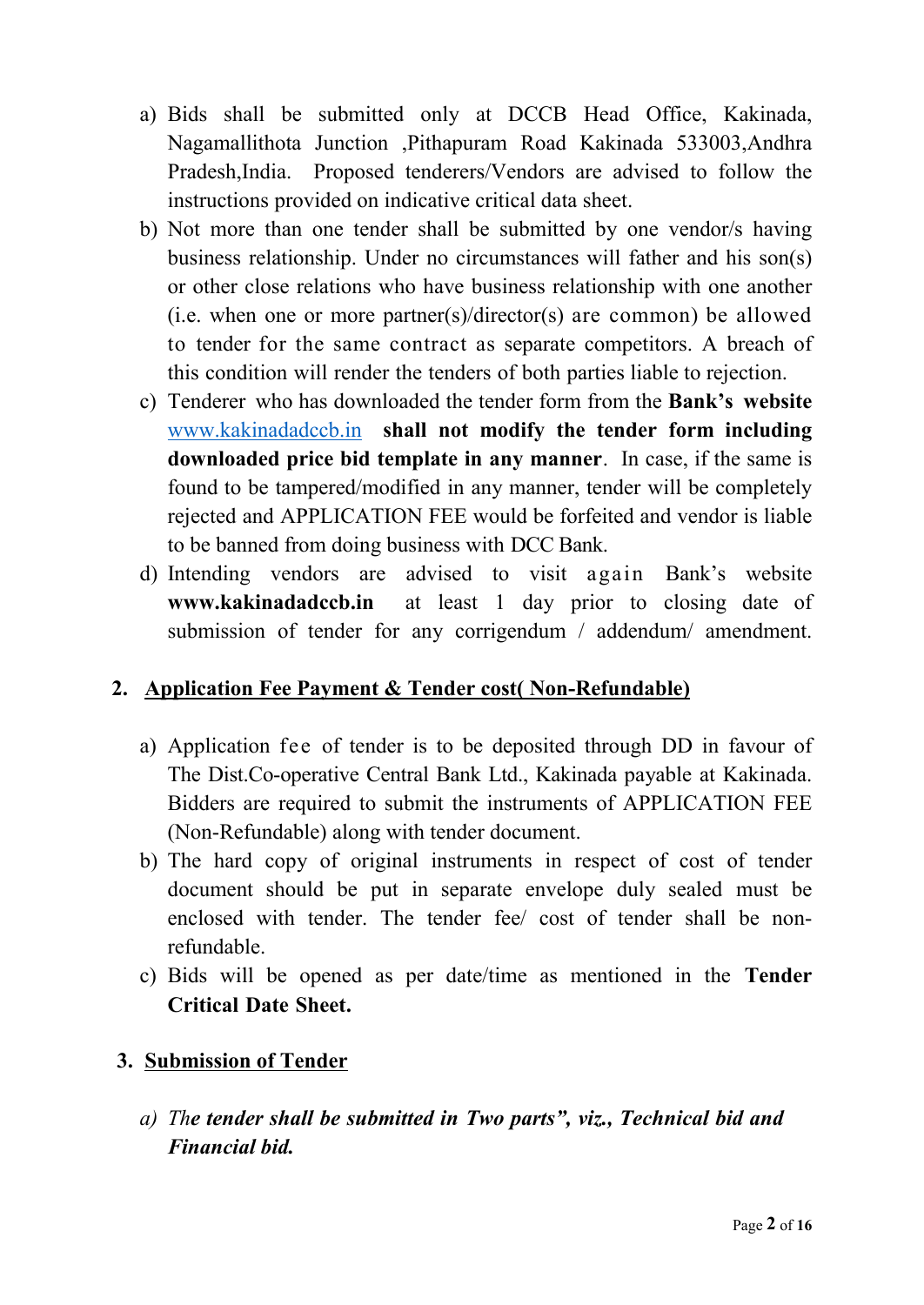a) Bids shall be submitted only at DCCB Head Office, Kakinada, Nagamallithota Junction ,Pithapuram Road Kakinada 533003,Andhra Pradesh,India. Proposed tenderers/Vendors are advised to follow the instructions provided on indicative critical data sheet.

b) Not more than one tender shall be submitted by one vendor/s having business relationship. Under no circumstances will father and his son(s) or other close relations who have business relationship with one another (i.e. when one or more partner(s)/director(s) are common) be allowed to tender for the same contract as separate competitors. A breach of this condition will render the tenders of both parties liable to rejection.

c) Tenderer who has downloaded the tender form from the **Bank's website** www.kakinadadccb.in **shall not modify the tender form including downloaded price bid template in any manner**. In case, if the same is found to be tampered/modified in any manner, tender will be completely rejected and APPLICATION FEE would be forfeited and vendor is liable to be banned from doing business with DCC Bank.

d) Intending vendors are advised to visit again Bank's website **www.kakinadadccb.in** at least 1 day prior to closing date of submission of tender for any corrigendum / addendum/ amendment.

## 2. Application Fee Payment & Tender cost( Non-Refundable)

a) Application fee of tender is to be deposited through DD in favour of The Dist.Co-operative Central Bank Ltd., Kakinada payable at Kakinada. Bidders are required to submit the instruments of APPLICATION FEE (Non-Refundable) along with tender document.

b) The hard copy of original instruments in respect of cost of tender document should be put in separate envelope duly sealed must be enclosed with tender. The tender fee/ cost of tender shall be non-refundable.

c) Bids will be opened as per date/time as mentioned in the **Tender Critical Date Sheet.**

## 3. Submission of Tender

a) *The* ***tender shall be submitted in Two parts", viz., Technical bid and Financial bid.***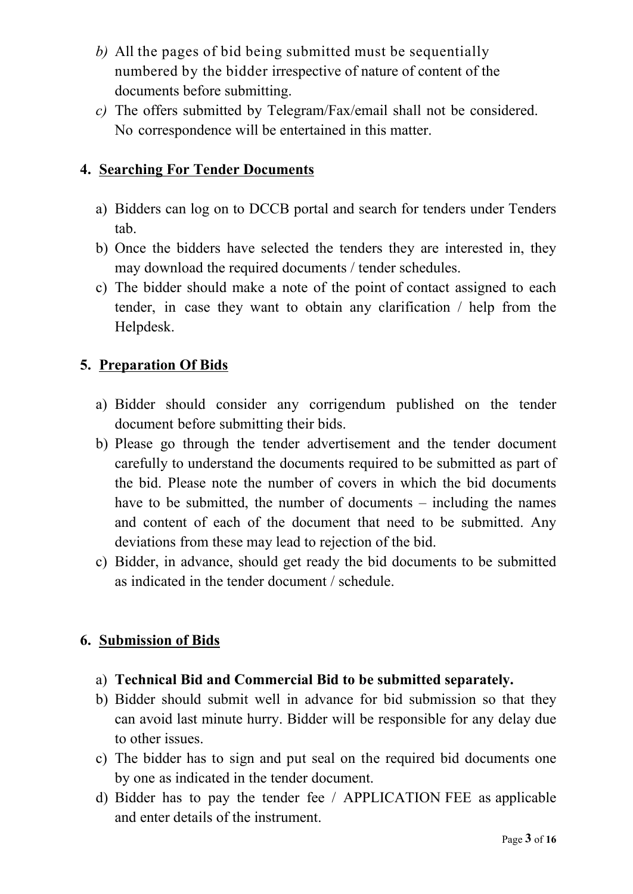*b)* All the pages of bid being submitted must be sequentially numbered by the bidder irrespective of nature of content of the documents before submitting.

*c)* The offers submitted by Telegram/Fax/email shall not be considered. No correspondence will be entertained in this matter.

**4. Searching For Tender Documents**

a) Bidders can log on to DCCB portal and search for tenders under Tenders tab.

b) Once the bidders have selected the tenders they are interested in, they may download the required documents / tender schedules.

c) The bidder should make a note of the point of contact assigned to each tender, in case they want to obtain any clarification / help from the Helpdesk.

**5. Preparation Of Bids**

a) Bidder should consider any corrigendum published on the tender document before submitting their bids.

b) Please go through the tender advertisement and the tender document carefully to understand the documents required to be submitted as part of the bid. Please note the number of covers in which the bid documents have to be submitted, the number of documents – including the names and content of each of the document that need to be submitted. Any deviations from these may lead to rejection of the bid.

c) Bidder, in advance, should get ready the bid documents to be submitted as indicated in the tender document / schedule.

**6. Submission of Bids**

a) **Technical Bid and Commercial Bid to be submitted separately.**

b) Bidder should submit well in advance for bid submission so that they can avoid last minute hurry. Bidder will be responsible for any delay due to other issues.

c) The bidder has to sign and put seal on the required bid documents one by one as indicated in the tender document.

d) Bidder has to pay the tender fee / APPLICATION FEE as applicable and enter details of the instrument.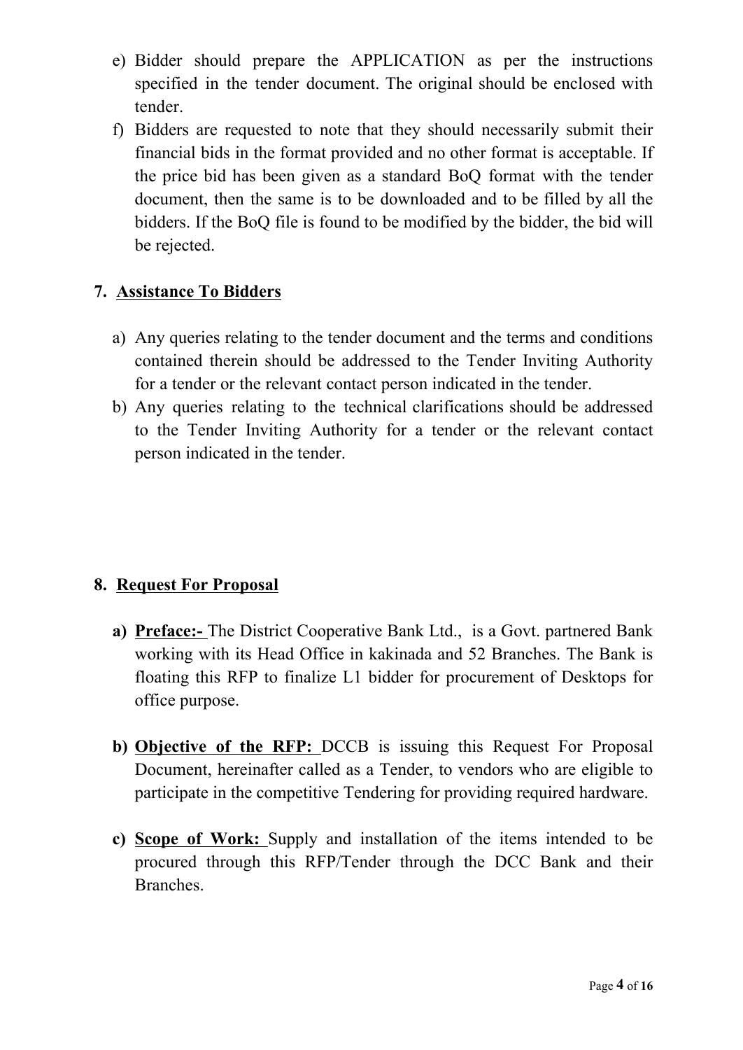e) Bidder should prepare the APPLICATION as per the instructions specified in the tender document. The original should be enclosed with tender.

f) Bidders are requested to note that they should necessarily submit their financial bids in the format provided and no other format is acceptable. If the price bid has been given as a standard BoQ format with the tender document, then the same is to be downloaded and to be filled by all the bidders. If the BoQ file is found to be modified by the bidder, the bid will be rejected.

## 7. <u>Assistance To Bidders</u>

a) Any queries relating to the tender document and the terms and conditions contained therein should be addressed to the Tender Inviting Authority for a tender or the relevant contact person indicated in the tender.

b) Any queries relating to the technical clarifications should be addressed to the Tender Inviting Authority for a tender or the relevant contact person indicated in the tender.

## 8. <u>Request For Proposal</u>

**a) <u>Preface:-</u>** The District Cooperative Bank Ltd., is a Govt. partnered Bank working with its Head Office in kakinada and 52 Branches. The Bank is floating this RFP to finalize L1 bidder for procurement of Desktops for office purpose.

**b) <u>Objective of the RFP:</u>** DCCB is issuing this Request For Proposal Document, hereinafter called as a Tender, to vendors who are eligible to participate in the competitive Tendering for providing required hardware.

**c) <u>Scope of Work:</u>** Supply and installation of the items intended to be procured through this RFP/Tender through the DCC Bank and their Branches.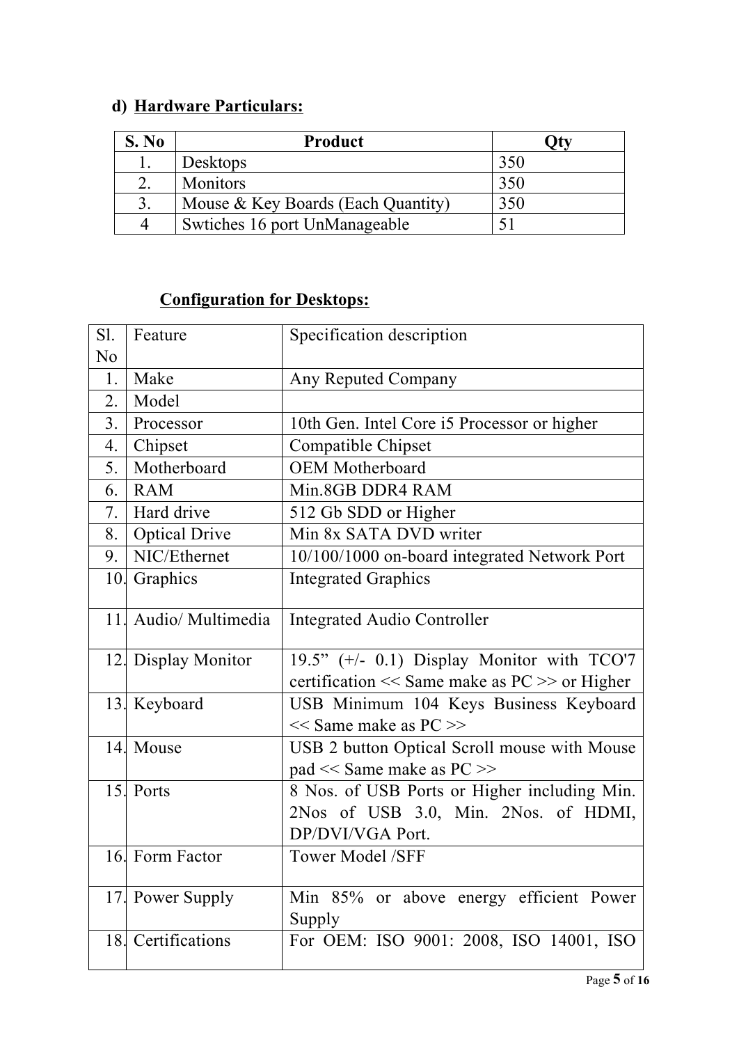## d) Hardware Particulars:

| S. No | Product | Qty |
|---|---|---|
| 1. | Desktops | 350 |
| 2. | Monitors | 350 |
| 3. | Mouse & Key Boards (Each Quantity) | 350 |
| 4 | Swtiches 16 port UnManageable | 51 |

### Configuration for Desktops:

| Sl. No | Feature | Specification description |
|---|---|---|
| 1. | Make | Any Reputed Company |
| 2. | Model | |
| 3. | Processor | 10th Gen. Intel Core i5 Processor or higher |
| 4. | Chipset | Compatible Chipset |
| 5. | Motherboard | OEM Motherboard |
| 6. | RAM | Min.8GB DDR4 RAM |
| 7. | Hard drive | 512 Gb SDD or Higher |
| 8. | Optical Drive | Min 8x SATA DVD writer |
| 9. | NIC/Ethernet | 10/100/1000 on-board integrated Network Port |
| 10. | Graphics | Integrated Graphics |
| 11. | Audio/ Multimedia | Integrated Audio Controller |
| 12. | Display Monitor | 19.5” (+/- 0.1) Display Monitor with TCO'7 certification << Same make as PC >> or Higher |
| 13. | Keyboard | USB Minimum 104 Keys Business Keyboard << Same make as PC >> |
| 14. | Mouse | USB 2 button Optical Scroll mouse with Mouse pad << Same make as PC >> |
| 15. | Ports | 8 Nos. of USB Ports or Higher including Min. 2Nos of USB 3.0, Min. 2Nos. of HDMI, DP/DVI/VGA Port. |
| 16. | Form Factor | Tower Model /SFF |
| 17. | Power Supply | Min 85% or above energy efficient Power Supply |
| 18. | Certifications | For OEM: ISO 9001: 2008, ISO 14001, ISO |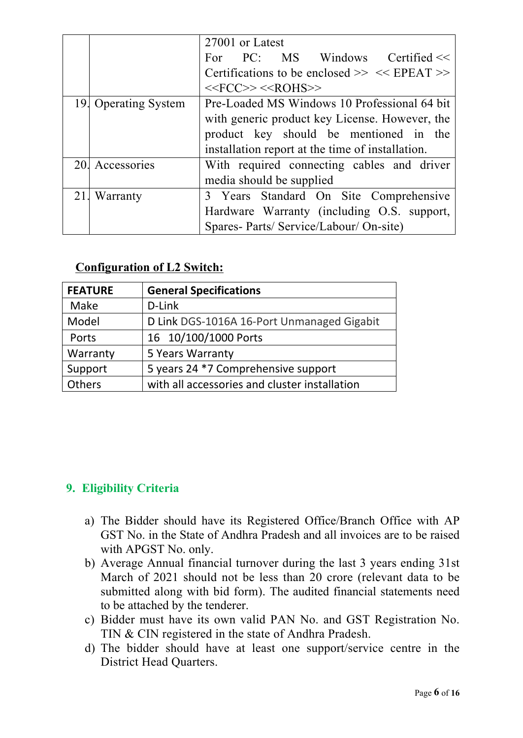| | | |
|---|---|---|
| | | 27001 or Latest<br>For PC: MS Windows Certified << Certifications to be enclosed >> << EPEAT >> <<FCC>> <<ROHS>> |
| 19. | Operating System | Pre-Loaded MS Windows 10 Professional 64 bit with generic product key License. However, the product key should be mentioned in the installation report at the time of installation. |
| 20. | Accessories | With required connecting cables and driver media should be supplied |
| 21. | Warranty | 3 Years Standard On Site Comprehensive Hardware Warranty (including O.S. support, Spares- Parts/ Service/Labour/ On-site) |

**Configuration of L2 Switch:**

| FEATURE | General Specifications |
|---|---|
| Make | D-Link |
| Model | D Link DGS-1016A 16-Port Unmanaged Gigabit |
| Ports | 16 10/100/1000 Ports |
| Warranty | 5 Years Warranty |
| Support | 5 years 24 *7 Comprehensive support |
| Others | with all accessories and cluster installation |

## 9. Eligibility Criteria

a) The Bidder should have its Registered Office/Branch Office with AP GST No. in the State of Andhra Pradesh and all invoices are to be raised with APGST No. only.

b) Average Annual financial turnover during the last 3 years ending 31st March of 2021 should not be less than 20 crore (relevant data to be submitted along with bid form). The audited financial statements need to be attached by the tenderer.

c) Bidder must have its own valid PAN No. and GST Registration No. TIN & CIN registered in the state of Andhra Pradesh.

d) The bidder should have at least one support/service centre in the District Head Quarters.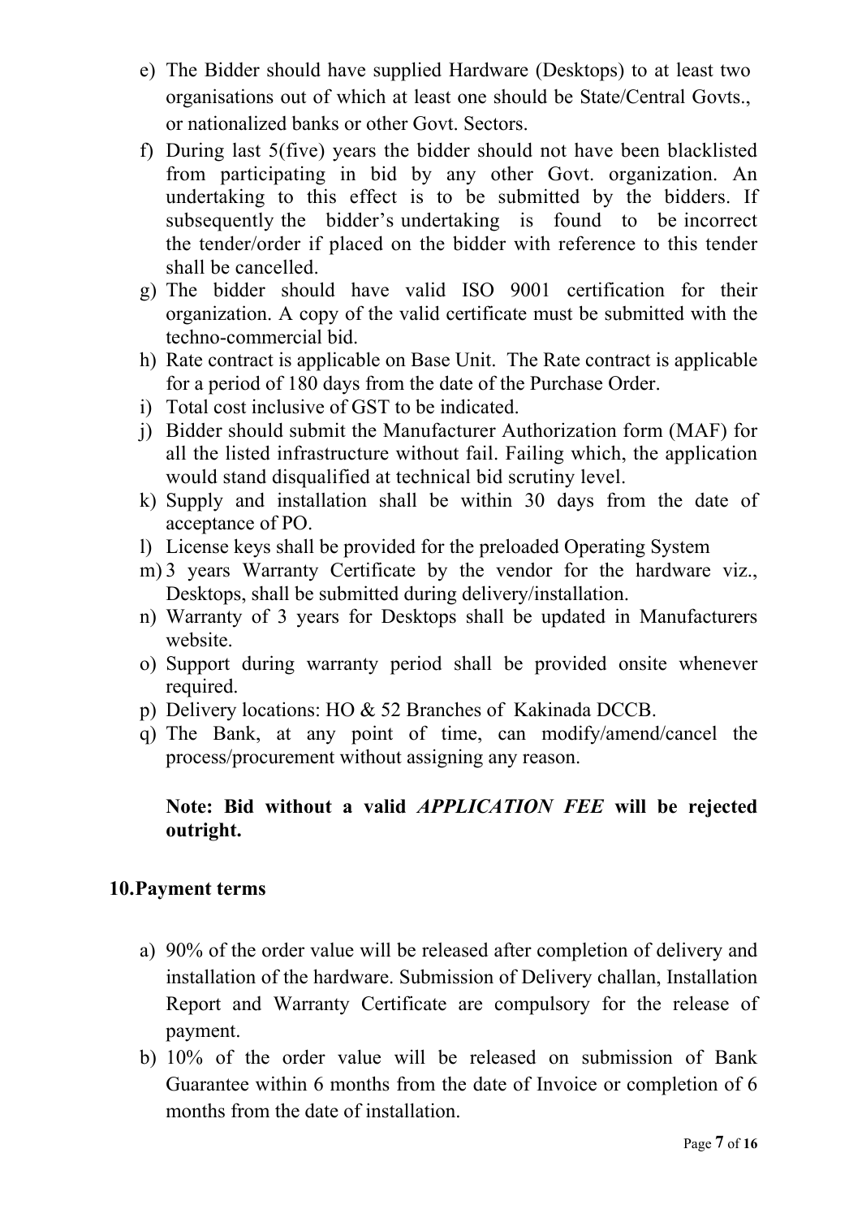e) The Bidder should have supplied Hardware (Desktops) to at least two organisations out of which at least one should be State/Central Govts., or nationalized banks or other Govt. Sectors.
f) During last 5(five) years the bidder should not have been blacklisted from participating in bid by any other Govt. organization. An undertaking to this effect is to be submitted by the bidders. If subsequently the bidder's undertaking is found to be incorrect the tender/order if placed on the bidder with reference to this tender shall be cancelled.
g) The bidder should have valid ISO 9001 certification for their organization. A copy of the valid certificate must be submitted with the techno-commercial bid.
h) Rate contract is applicable on Base Unit. The Rate contract is applicable for a period of 180 days from the date of the Purchase Order.
i) Total cost inclusive of GST to be indicated.
j) Bidder should submit the Manufacturer Authorization form (MAF) for all the listed infrastructure without fail. Failing which, the application would stand disqualified at technical bid scrutiny level.
k) Supply and installation shall be within 30 days from the date of acceptance of PO.
l) License keys shall be provided for the preloaded Operating System
m) 3 years Warranty Certificate by the vendor for the hardware viz., Desktops, shall be submitted during delivery/installation.
n) Warranty of 3 years for Desktops shall be updated in Manufacturers website.
o) Support during warranty period shall be provided onsite whenever required.
p) Delivery locations: HO & 52 Branches of Kakinada DCCB.
q) The Bank, at any point of time, can modify/amend/cancel the process/procurement without assigning any reason.

**Note: Bid without a valid *APPLICATION FEE* will be rejected outright.**

## 10. Payment terms

a) 90% of the order value will be released after completion of delivery and installation of the hardware. Submission of Delivery challan, Installation Report and Warranty Certificate are compulsory for the release of payment.
b) 10% of the order value will be released on submission of Bank Guarantee within 6 months from the date of Invoice or completion of 6 months from the date of installation.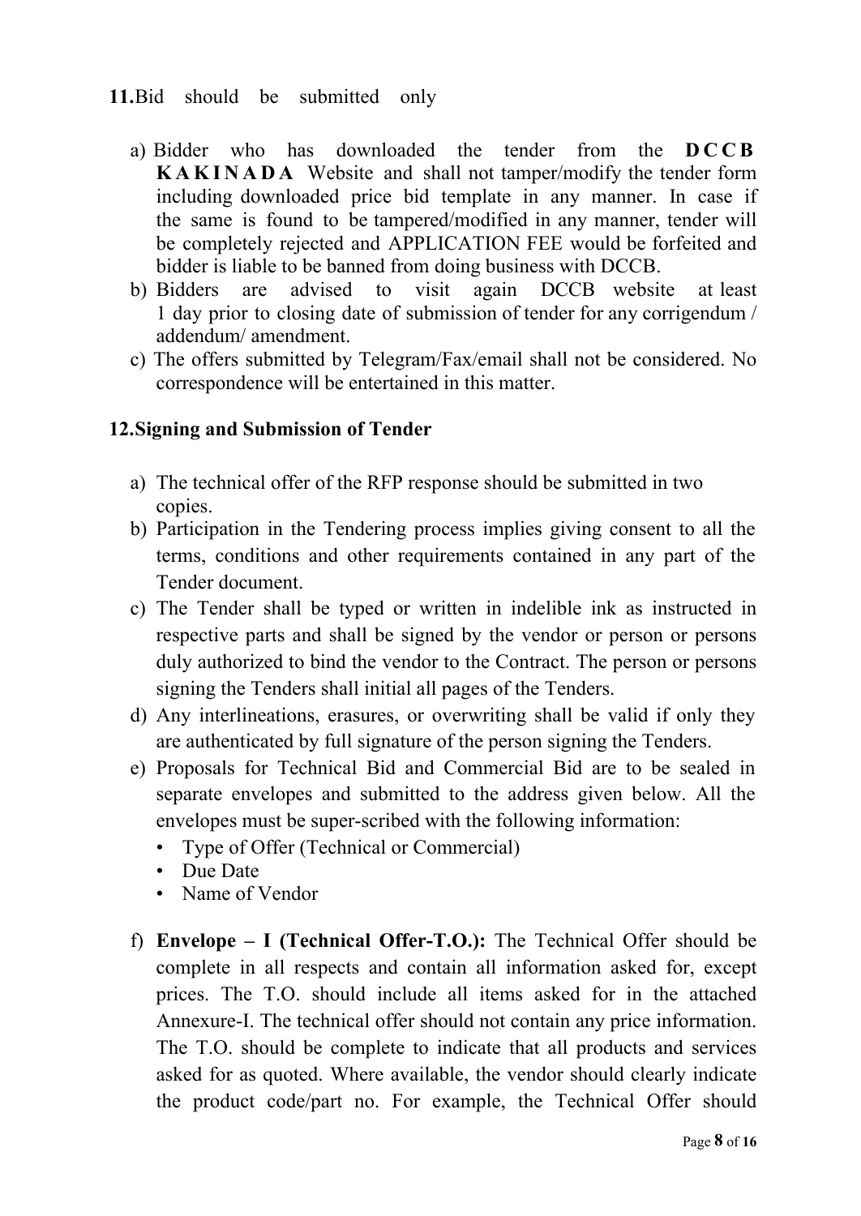**11.**Bid should be submitted only

a) Bidder who has downloaded the tender from the **DCCB KAKINADA** Website and shall not tamper/modify the tender form including downloaded price bid template in any manner. In case if the same is found to be tampered/modified in any manner, tender will be completely rejected and APPLICATION FEE would be forfeited and bidder is liable to be banned from doing business with DCCB.
b) Bidders are advised to visit again DCCB website at least 1 day prior to closing date of submission of tender for any corrigendum / addendum/ amendment.
c) The offers submitted by Telegram/Fax/email shall not be considered. No correspondence will be entertained in this matter.

**12.Signing and Submission of Tender**

a) The technical offer of the RFP response should be submitted in two copies.
b) Participation in the Tendering process implies giving consent to all the terms, conditions and other requirements contained in any part of the Tender document.
c) The Tender shall be typed or written in indelible ink as instructed in respective parts and shall be signed by the vendor or person or persons duly authorized to bind the vendor to the Contract. The person or persons signing the Tenders shall initial all pages of the Tenders.
d) Any interlineations, erasures, or overwriting shall be valid if only they are authenticated by full signature of the person signing the Tenders.
e) Proposals for Technical Bid and Commercial Bid are to be sealed in separate envelopes and submitted to the address given below. All the envelopes must be super-scribed with the following information:
   - Type of Offer (Technical or Commercial)
   - Due Date
   - Name of Vendor

f) **Envelope – I (Technical Offer-T.O.):** The Technical Offer should be complete in all respects and contain all information asked for, except prices. The T.O. should include all items asked for in the attached Annexure-I. The technical offer should not contain any price information. The T.O. should be complete to indicate that all products and services asked for as quoted. Where available, the vendor should clearly indicate the product code/part no. For example, the Technical Offer should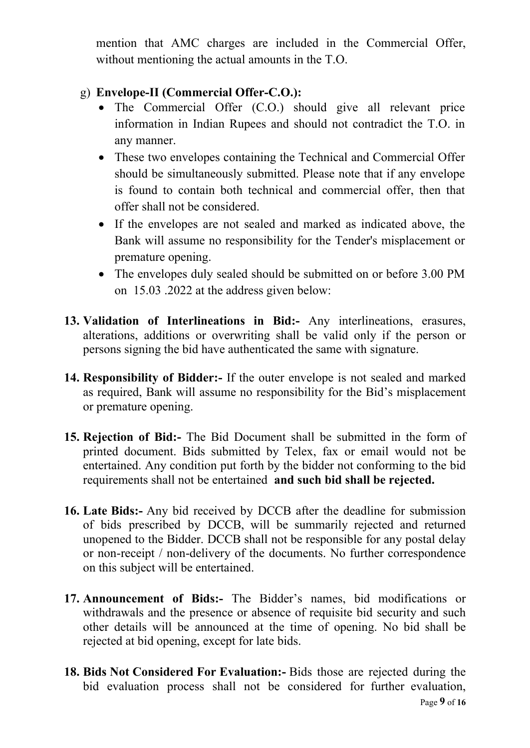mention that AMC charges are included in the Commercial Offer, without mentioning the actual amounts in the T.O.

g) **Envelope-II (Commercial Offer-C.O.):**
   - The Commercial Offer (C.O.) should give all relevant price information in Indian Rupees and should not contradict the T.O. in any manner.
   - These two envelopes containing the Technical and Commercial Offer should be simultaneously submitted. Please note that if any envelope is found to contain both technical and commercial offer, then that offer shall not be considered.
   - If the envelopes are not sealed and marked as indicated above, the Bank will assume no responsibility for the Tender's misplacement or premature opening.
   - The envelopes duly sealed should be submitted on or before 3.00 PM on 15.03 .2022 at the address given below:

13. **Validation of Interlineations in Bid:-** Any interlineations, erasures, alterations, additions or overwriting shall be valid only if the person or persons signing the bid have authenticated the same with signature.

14. **Responsibility of Bidder:-** If the outer envelope is not sealed and marked as required, Bank will assume no responsibility for the Bid's misplacement or premature opening.

15. **Rejection of Bid:-** The Bid Document shall be submitted in the form of printed document. Bids submitted by Telex, fax or email would not be entertained. Any condition put forth by the bidder not conforming to the bid requirements shall not be entertained **and such bid shall be rejected.**

16. **Late Bids:-** Any bid received by DCCB after the deadline for submission of bids prescribed by DCCB, will be summarily rejected and returned unopened to the Bidder. DCCB shall not be responsible for any postal delay or non-receipt / non-delivery of the documents. No further correspondence on this subject will be entertained.

17. **Announcement of Bids:-** The Bidder's names, bid modifications or withdrawals and the presence or absence of requisite bid security and such other details will be announced at the time of opening. No bid shall be rejected at bid opening, except for late bids.

18. **Bids Not Considered For Evaluation:-** Bids those are rejected during the bid evaluation process shall not be considered for further evaluation,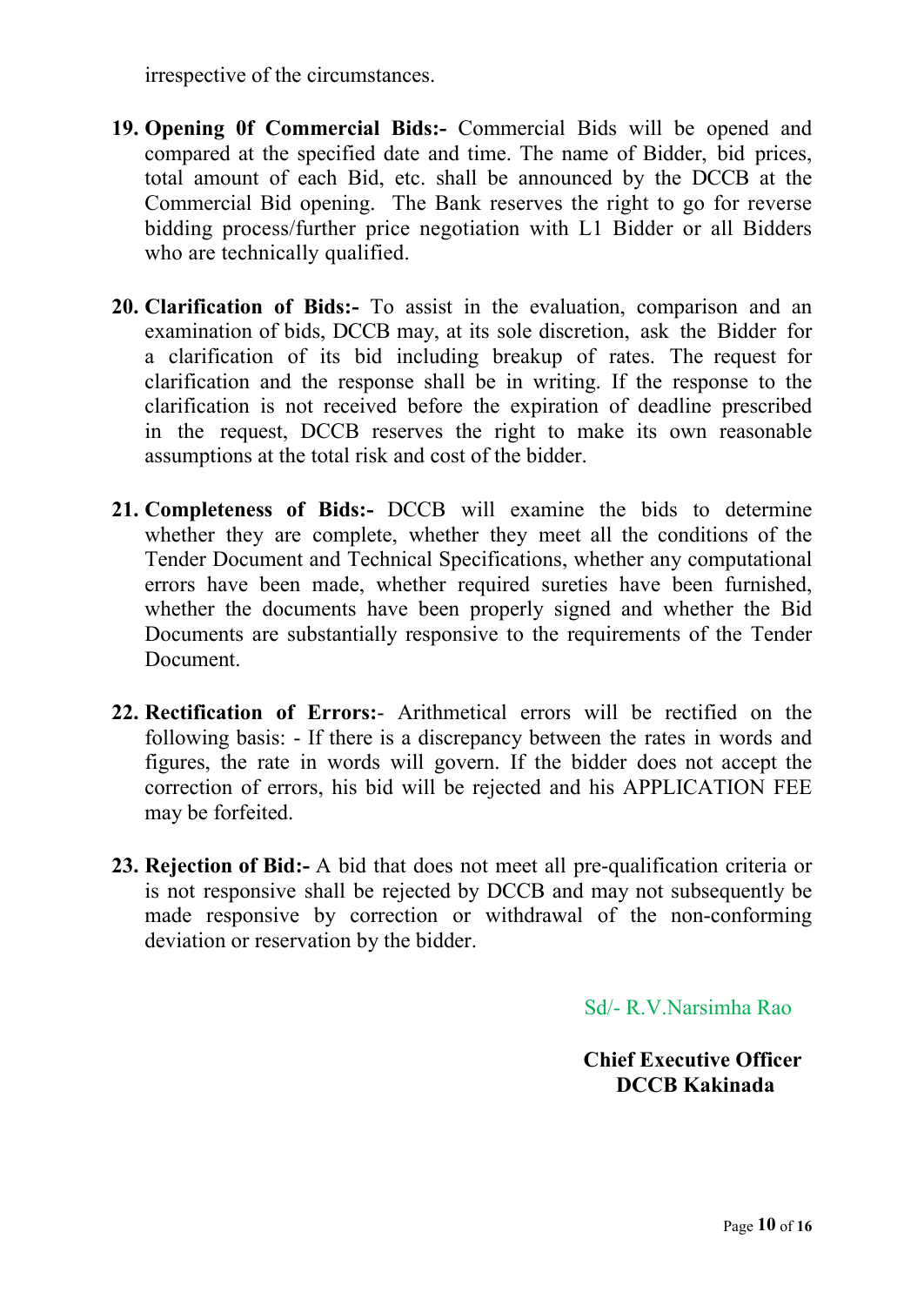irrespective of the circumstances.

19. **Opening 0f Commercial Bids:-** Commercial Bids will be opened and compared at the specified date and time. The name of Bidder, bid prices, total amount of each Bid, etc. shall be announced by the DCCB at the Commercial Bid opening. The Bank reserves the right to go for reverse bidding process/further price negotiation with L1 Bidder or all Bidders who are technically qualified.

20. **Clarification of Bids:-** To assist in the evaluation, comparison and an examination of bids, DCCB may, at its sole discretion, ask the Bidder for a clarification of its bid including breakup of rates. The request for clarification and the response shall be in writing. If the response to the clarification is not received before the expiration of deadline prescribed in the request, DCCB reserves the right to make its own reasonable assumptions at the total risk and cost of the bidder.

21. **Completeness of Bids:-** DCCB will examine the bids to determine whether they are complete, whether they meet all the conditions of the Tender Document and Technical Specifications, whether any computational errors have been made, whether required sureties have been furnished, whether the documents have been properly signed and whether the Bid Documents are substantially responsive to the requirements of the Tender Document.

22. **Rectification of Errors:**- Arithmetical errors will be rectified on the following basis: - If there is a discrepancy between the rates in words and figures, the rate in words will govern. If the bidder does not accept the correction of errors, his bid will be rejected and his APPLICATION FEE may be forfeited.

23. **Rejection of Bid:-** A bid that does not meet all pre-qualification criteria or is not responsive shall be rejected by DCCB and may not subsequently be made responsive by correction or withdrawal of the non-conforming deviation or reservation by the bidder.

Sd/- R.V.Narsimha Rao

**Chief Executive Officer**
**DCCB Kakinada**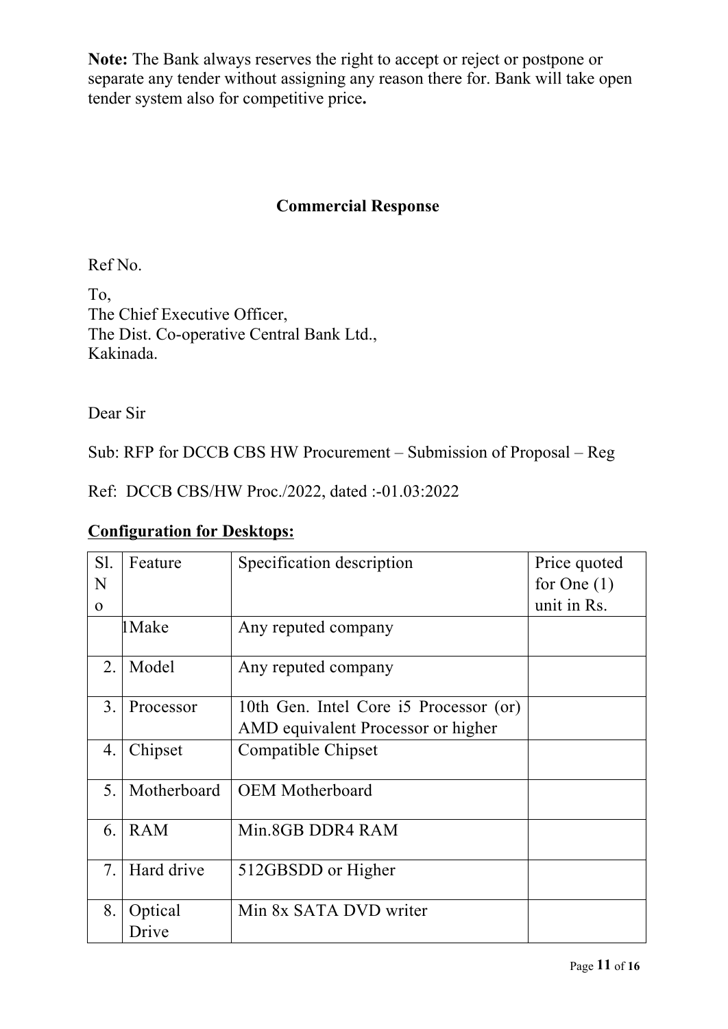**Note:** The Bank always reserves the right to accept or reject or postpone or separate any tender without assigning any reason there for. Bank will take open tender system also for competitive price**.**

## Commercial Response

Ref No.

To,
The Chief Executive Officer,
The Dist. Co-operative Central Bank Ltd.,
Kakinada.

Dear Sir

Sub: RFP for DCCB CBS HW Procurement – Submission of Proposal – Reg

Ref: DCCB CBS/HW Proc./2022, dated :-01.03:2022

**Configuration for Desktops:**

| Sl. No | Feature | Specification description | Price quoted for One (1) unit in Rs. |
|---|---|---|---|
| | 1Make | Any reputed company | |
| 2. | Model | Any reputed company | |
| 3. | Processor | 10th Gen. Intel Core i5 Processor (or) AMD equivalent Processor or higher | |
| 4. | Chipset | Compatible Chipset | |
| 5. | Motherboard | OEM Motherboard | |
| 6. | RAM | Min.8GB DDR4 RAM | |
| 7. | Hard drive | 512GBSDD or Higher | |
| 8. | Optical Drive | Min 8x SATA DVD writer | |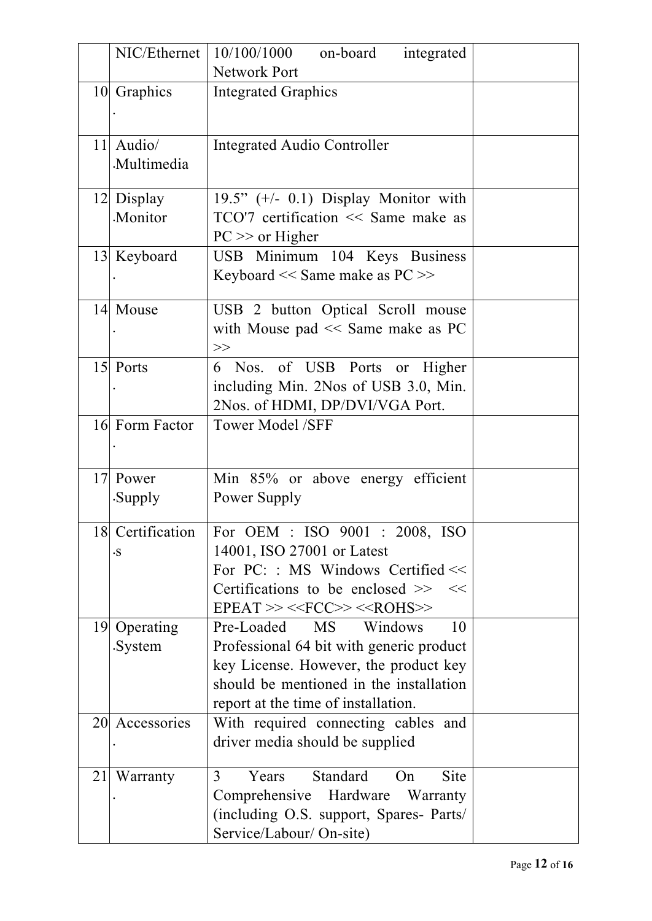| | NIC/Ethernet | 10/100/1000 on-board integrated Network Port | |
|---|---|---|---|
| 10. | Graphics | Integrated Graphics | |
| 11. | Audio/ Multimedia | Integrated Audio Controller | |
| 12. | Display Monitor | 19.5" (+/- 0.1) Display Monitor with TCO'7 certification << Same make as PC >> or Higher | |
| 13. | Keyboard | USB Minimum 104 Keys Business Keyboard << Same make as PC >> | |
| 14. | Mouse | USB 2 button Optical Scroll mouse with Mouse pad << Same make as PC >> | |
| 15. | Ports | 6 Nos. of USB Ports or Higher including Min. 2Nos of USB 3.0, Min. 2Nos. of HDMI, DP/DVI/VGA Port. | |
| 16. | Form Factor | Tower Model /SFF | |
| 17. | Power Supply | Min 85% or above energy efficient Power Supply | |
| 18. | Certifications | For OEM : ISO 9001 : 2008, ISO 14001, ISO 27001 or Latest<br>For PC: : MS Windows Certified << Certifications to be enclosed >> << EPEAT >> <<FCC>> <<ROHS>> | |
| 19. | Operating System | Pre-Loaded MS Windows 10 Professional 64 bit with generic product key License. However, the product key should be mentioned in the installation report at the time of installation. | |
| 20. | Accessories | With required connecting cables and driver media should be supplied | |
| 21. | Warranty | 3 Years Standard On Site Comprehensive Hardware Warranty (including O.S. support, Spares- Parts/ Service/Labour/ On-site) | |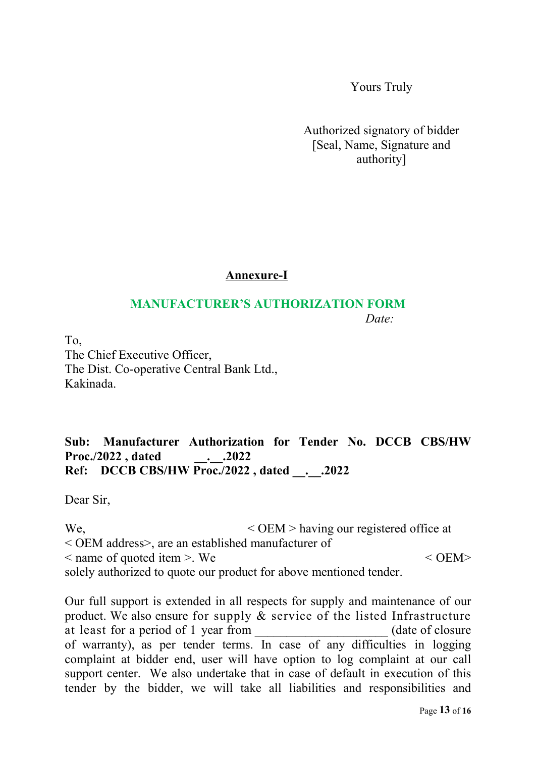Yours Truly

Authorized signatory of bidder
[Seal, Name, Signature and authority]

## Annexure-I

## MANUFACTURER'S AUTHORIZATION FORM

*Date:*

To,
The Chief Executive Officer,
The Dist. Co-operative Central Bank Ltd.,
Kakinada.

**Sub: Manufacturer Authorization for Tender No. DCCB CBS/HW Proc./2022 , dated \_\_.\_\_.2022**
**Ref: DCCB CBS/HW Proc./2022 , dated \_\_.\_\_.2022**

Dear Sir,

We, < OEM > having our registered office at < OEM address>, are an established manufacturer of < name of quoted item >. We < OEM> solely authorized to quote our product for above mentioned tender.

Our full support is extended in all respects for supply and maintenance of our product. We also ensure for supply & service of the listed Infrastructure at least for a period of 1 year from \_\_\_\_\_\_\_\_\_\_\_\_\_\_\_\_\_\_\_\_\_ (date of closure of warranty), as per tender terms. In case of any difficulties in logging complaint at bidder end, user will have option to log complaint at our call support center. We also undertake that in case of default in execution of this tender by the bidder, we will take all liabilities and responsibilities and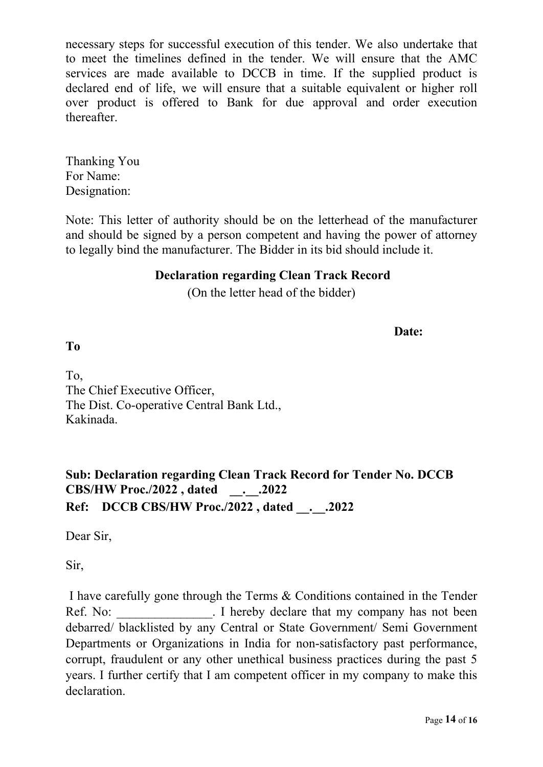necessary steps for successful execution of this tender. We also undertake that to meet the timelines defined in the tender. We will ensure that the AMC services are made available to DCCB in time. If the supplied product is declared end of life, we will ensure that a suitable equivalent or higher roll over product is offered to Bank for due approval and order execution thereafter.

Thanking You
For Name:
Designation:

Note: This letter of authority should be on the letterhead of the manufacturer and should be signed by a person competent and having the power of attorney to legally bind the manufacturer. The Bidder in its bid should include it.

**Declaration regarding Clean Track Record**

(On the letter head of the bidder)

**Date:**

**To**

To,
The Chief Executive Officer,
The Dist. Co-operative Central Bank Ltd.,
Kakinada.

**Sub: Declaration regarding Clean Track Record for Tender No. DCCB CBS/HW Proc./2022 , dated \_\_.\_\_.2022**

**Ref: DCCB CBS/HW Proc./2022 , dated \_\_.\_\_.2022**

Dear Sir,

Sir,

I have carefully gone through the Terms & Conditions contained in the Tender Ref. No: _______________. I hereby declare that my company has not been debarred/ blacklisted by any Central or State Government/ Semi Government Departments or Organizations in India for non-satisfactory past performance, corrupt, fraudulent or any other unethical business practices during the past 5 years. I further certify that I am competent officer in my company to make this declaration.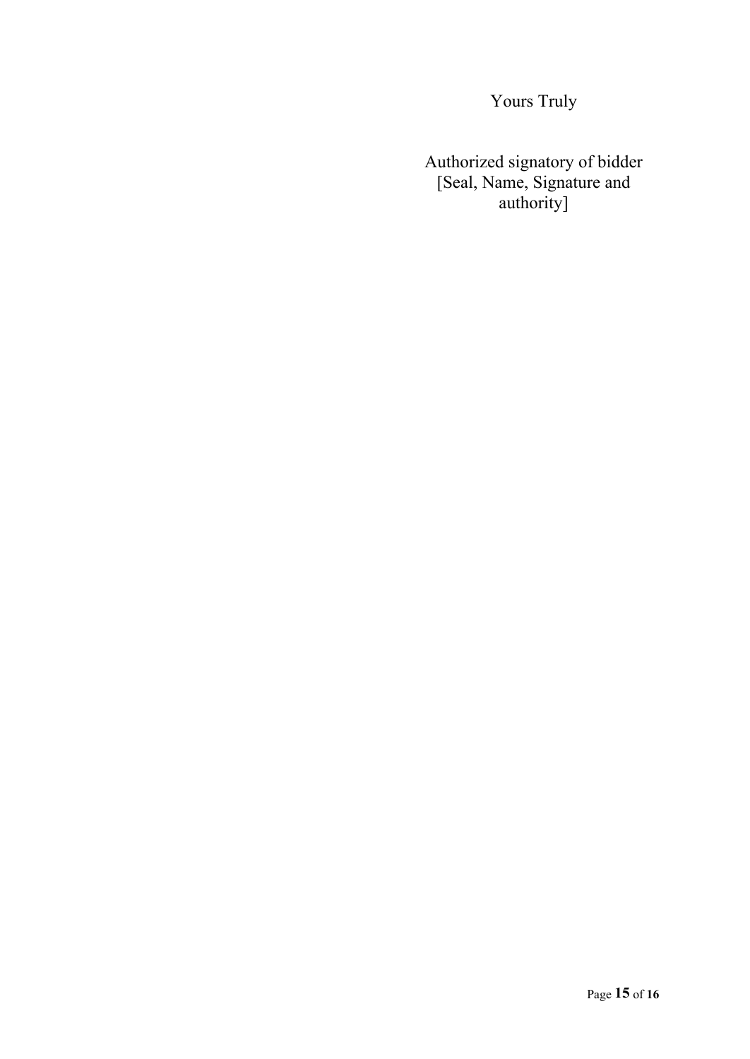Yours Truly

Authorized signatory of bidder
[Seal, Name, Signature and authority]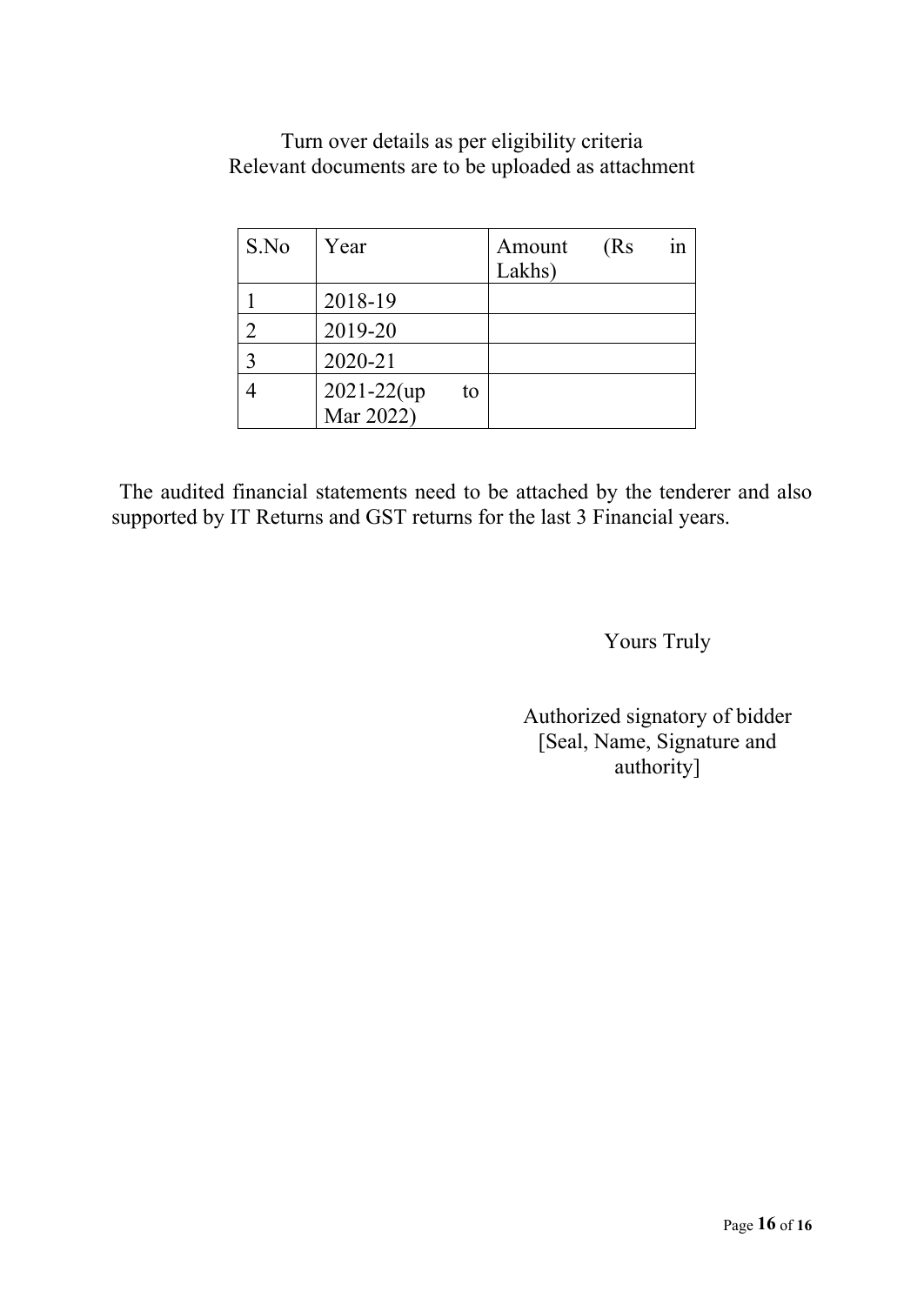Turn over details as per eligibility criteria
Relevant documents are to be uploaded as attachment

| S.No | Year | Amount (Rs in Lakhs) |
|---|---|---|
| 1 | 2018-19 | |
| 2 | 2019-20 | |
| 3 | 2020-21 | |
| 4 | 2021-22(up to Mar 2022) | |

The audited financial statements need to be attached by the tenderer and also supported by IT Returns and GST returns for the last 3 Financial years.

Yours Truly

Authorized signatory of bidder
[Seal, Name, Signature and authority]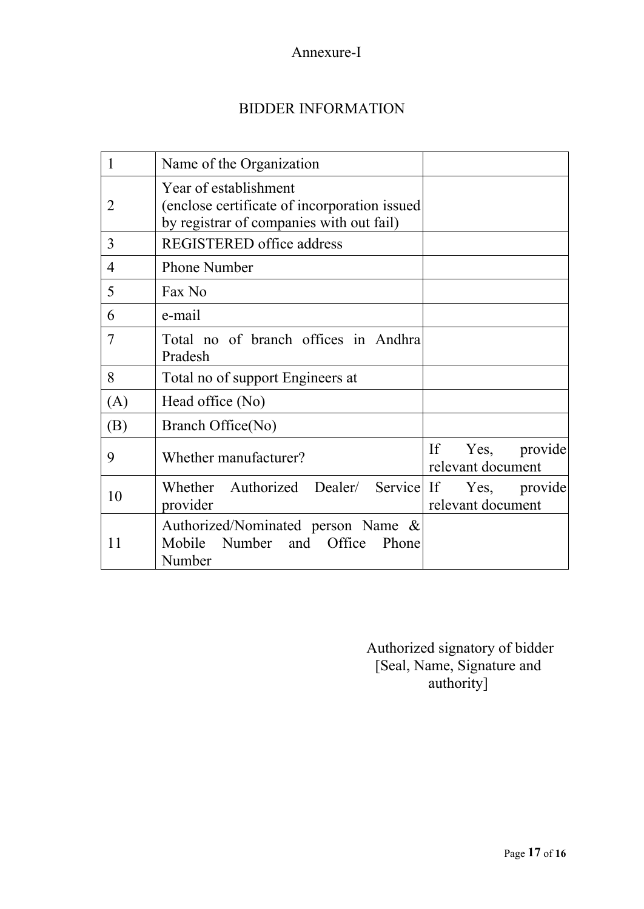Annexure-I

BIDDER INFORMATION

| | | |
|---|---|---|
| 1 | Name of the Organization | |
| 2 | Year of establishment (enclose certificate of incorporation issued by registrar of companies with out fail) | |
| 3 | REGISTERED office address | |
| 4 | Phone Number | |
| 5 | Fax No | |
| 6 | e-mail | |
| 7 | Total no of branch offices in Andhra Pradesh | |
| 8 | Total no of support Engineers at | |
| (A) | Head office (No) | |
| (B) | Branch Office(No) | |
| 9 | Whether manufacturer? | If Yes, provide relevant document |
| 10 | Whether Authorized Dealer/ Service provider | If Yes, provide relevant document |
| 11 | Authorized/Nominated person Name & Mobile Number and Office Phone Number | |

Authorized signatory of bidder
[Seal, Name, Signature and authority]